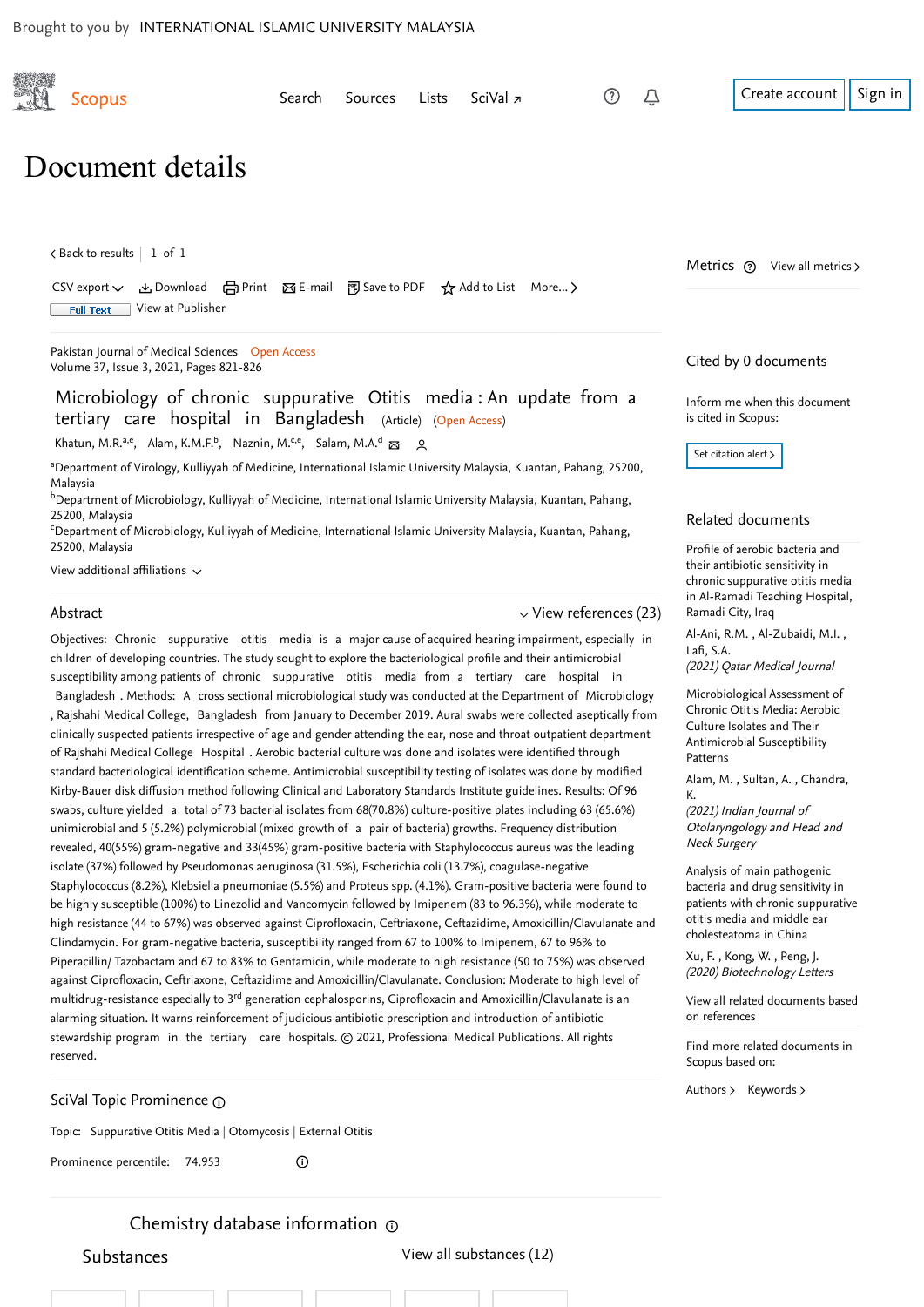Brought to you by INTERNATIONAL ISLAMIC UNIVERSITY MALAYSIA

Scopus

Search Sources Lists SciVal ↗

Create account Sign in

# Document details

< Back to results | 1 of 1

CSV export ⌄ Download Print E-mail Save to PDF Add to List More... >

Full Text View at Publisher

Pakistan Journal of Medical Sciences Open Access
Volume 37, Issue 3, 2021, Pages 821-826

## Microbiology of chronic supportive Otitis media : An update from a tertiary care hospital in Bangladesh (Article) (Open Access)

Khatun, M.R.[a,e], Alam, K.M.F.[b], Naznin, M.[c,e], Salam, M.A.[d]

[a]Department of Virology, Kulliyyah of Medicine, International Islamic University Malaysia, Kuantan, Pahang, 25200, Malaysia
[b]Department of Microbiology, Kulliyyah of Medicine, International Islamic University Malaysia, Kuantan, Pahang, 25200, Malaysia
[c]Department of Microbiology, Kulliyyah of Medicine, International Islamic University Malaysia, Kuantan, Pahang, 25200, Malaysia

View additional affiliations ⌄

### Abstract

View references (23)

Objectives: Chronic suppurative otitis media is a major cause of acquired hearing impairment, especially in children of developing countries. The study sought to explore the bacteriological profile and their antimicrobial susceptibility among patients of chronic suppurative otitis media from a tertiary care hospital in Bangladesh . Methods: A cross sectional microbiological study was conducted at the Department of Microbiology , Rajshahi Medical College, Bangladesh from January to December 2019. Aural swabs were collected aseptically from clinically suspected patients irrespective of age and gender attending the ear, nose and throat outpatient department of Rajshahi Medical College Hospital . Aerobic bacterial culture was done and isolates were identified through standard bacteriological identification scheme. Antimicrobial susceptibility testing of isolates was done by modified Kirby-Bauer disk diffusion method following Clinical and Laboratory Standards Institute guidelines. Results: Of 96 swabs, culture yielded a total of 73 bacterial isolates from 68(70.8%) culture-positive plates including 63 (65.6%) unimicrobial and 5 (5.2%) polymicrobial (mixed growth of a pair of bacteria) growths. Frequency distribution revealed, 40(55%) gram-negative and 33(45%) gram-positive bacteria with Staphylococcus aureus was the leading isolate (37%) followed by Pseudomonas aeruginosa (31.5%), Escherichia coli (13.7%), coagulase-negative Staphylococcus (8.2%), Klebsiella pneumoniae (5.5%) and Proteus spp. (4.1%). Gram-positive bacteria were found to be highly susceptible (100%) to Linezolid and Vancomycin followed by Imipenem (83 to 96.3%), while moderate to high resistance (44 to 67%) was observed against Ciprofloxacin, Ceftriaxone, Ceftazidime, Amoxicillin/Clavulanate and Clindamycin. For gram-negative bacteria, susceptibility ranged from 67 to 100% to Imipenem, 67 to 96% to Piperacillin/ Tazobactam and 67 to 83% to Gentamicin, while moderate to high resistance (50 to 75%) was observed against Ciprofloxacin, Ceftriaxone, Ceftazidime and Amoxicillin/Clavulanate. Conclusion: Moderate to high level of multidrug-resistance especially to 3rd generation cephalosporins, Ciprofloxacin and Amoxicillin/Clavulanate is an alarming situation. It warns reinforcement of judicious antibiotic prescription and introduction of antibiotic stewardship program in the tertiary care hospitals. © 2021, Professional Medical Publications. All rights reserved.

### SciVal Topic Prominence

Topic: Suppurative Otitis Media | Otomycosis | External Otitis

Prominence percentile: 74.953

### Chemistry database information

Substances View all substances (12)

Metrics View all metrics >

Cited by 0 documents

Inform me when this document is cited in Scopus:

Set citation alert >

### Related documents

Profile of aerobic bacteria and their antibiotic sensitivity in chronic suppurative otitis media in Al-Ramadi Teaching Hospital, Ramadi City, Iraq

Al-Ani, R.M. , Al-Zubaidi, M.I. , Lafi, S.A.
*(2021) Qatar Medical Journal*

Microbiological Assessment of Chronic Otitis Media: Aerobic Culture Isolates and Their Antimicrobial Susceptibility Patterns

Alam, M. , Sultan, A. , Chandra, K.
*(2021) Indian Journal of Otolaryngology and Head and Neck Surgery*

Analysis of main pathogenic bacteria and drug sensitivity in patients with chronic suppurative otitis media and middle ear cholesteatoma in China

Xu, F. , Kong, W. , Peng, J.
*(2020) Biotechnology Letters*

View all related documents based on references

Find more related documents in Scopus based on:

Authors > Keywords >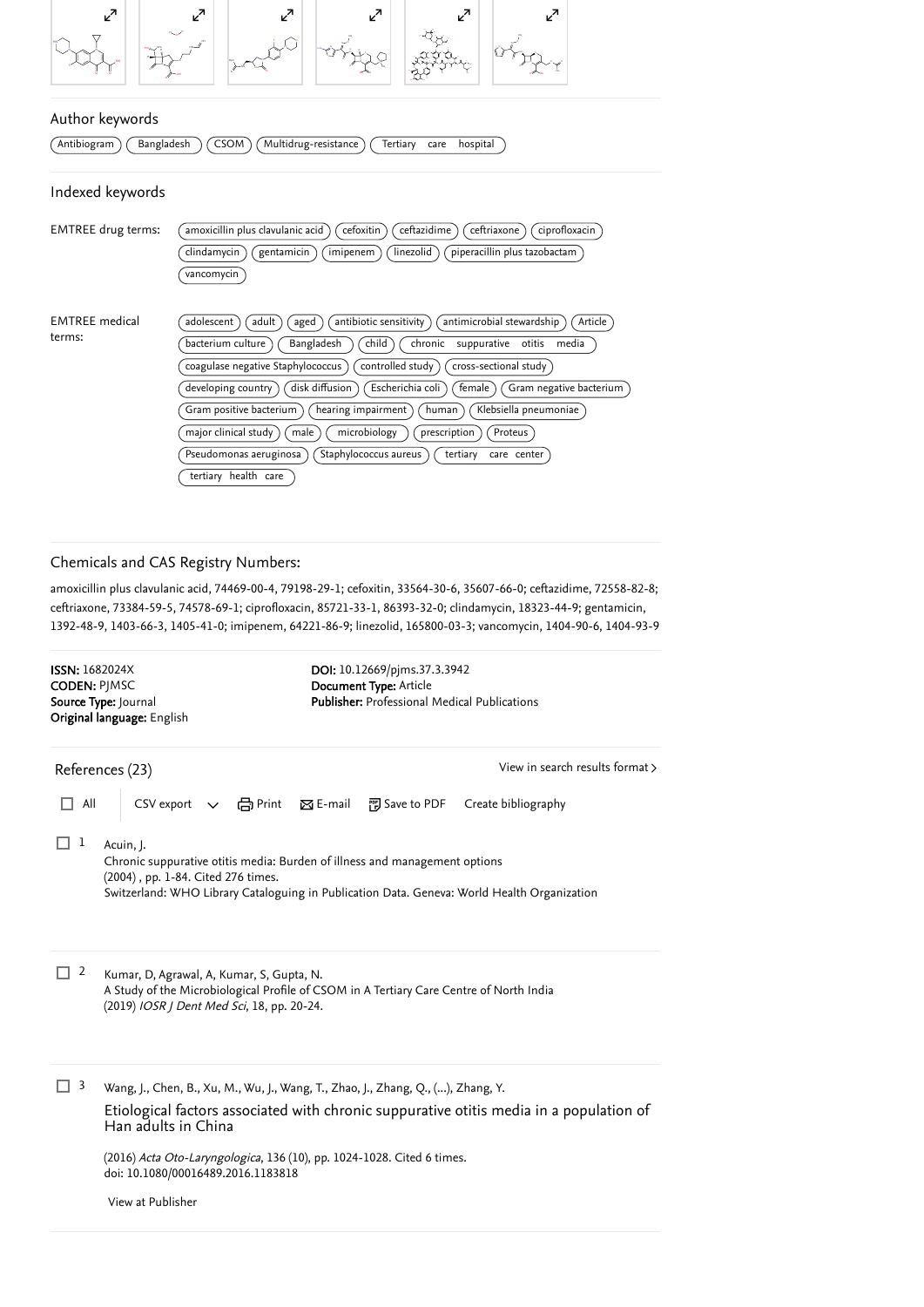## Author keywords

Antibiogram; Bangladesh; CSOM; Multidrug-resistance; Tertiary care hospital

## Indexed keywords

**EMTREE drug terms:** amoxicillin plus clavulanic acid; cefoxitin; ceftazidime; ceftriaxone; ciprofloxacin; clindamycin; gentamicin; imipenem; linezolid; piperacillin plus tazobactam; vancomycin

**EMTREE medical terms:** adolescent; adult; aged; antibiotic sensitivity; antimicrobial stewardship; Article; bacterium culture; Bangladesh; child; chronic suppurative otitis media; coagulase negative Staphylococcus; controlled study; cross-sectional study; developing country; disk diffusion; Escherichia coli; female; Gram negative bacterium; Gram positive bacterium; hearing impairment; human; Klebsiella pneumoniae; major clinical study; male; microbiology; prescription; Proteus; Pseudomonas aeruginosa; Staphylococcus aureus; tertiary care center; tertiary health care

## Chemicals and CAS Registry Numbers:

amoxicillin plus clavulanic acid, 74469-00-4, 79198-29-1; cefoxitin, 33564-30-6, 35607-66-0; ceftazidime, 72558-82-8; ceftriaxone, 73384-59-5, 74578-69-1; ciprofloxacin, 85721-33-1, 86393-32-0; clindamycin, 18323-44-9; gentamicin, 1392-48-9, 1403-66-3, 1405-41-0; imipenem, 64221-86-9; linezolid, 165800-03-3; vancomycin, 1404-90-6, 1404-93-9

**ISSN:** 1682024X
**CODEN:** PJMSC
**Source Type:** Journal
**Original language:** English

**DOI:** 10.12669/pjms.37.3.3942
**Document Type:** Article
**Publisher:** Professional Medical Publications

## References (23)

View in search results format >

All | CSV export | Print | E-mail | Save to PDF | Create bibliography

1. Acuin, J.
Chronic suppurative otitis media: Burden of illness and management options
(2004) , pp. 1-84. Cited 276 times.
Switzerland: WHO Library Cataloguing in Publication Data. Geneva: World Health Organization

2. Kumar, D, Agrawal, A, Kumar, S, Gupta, N.
A Study of the Microbiological Profile of CSOM in A Tertiary Care Centre of North India
(2019) *IOSR J Dent Med Sci*, 18, pp. 20-24.

3. Wang, J., Chen, B., Xu, M., Wu, J., Wang, T., Zhao, J., Zhang, Q., (...), Zhang, Y.
Etiological factors associated with chronic suppurative otitis media in a population of Han adults in China
(2016) *Acta Oto-Laryngologica*, 136 (10), pp. 1024-1028. Cited 6 times.
doi: 10.1080/00016489.2016.1183818
View at Publisher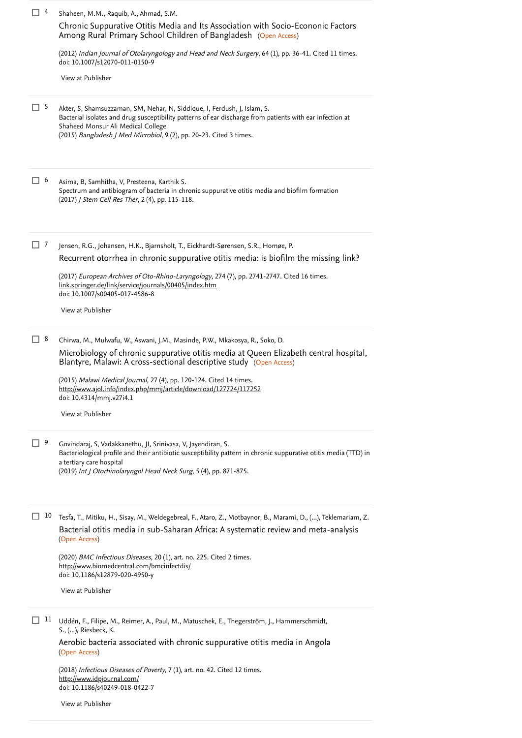4. Shaheen, M.M., Raquib, A., Ahmad, S.M.

   Chronic Suppurative Otitis Media and Its Association with Socio-Econonic Factors Among Rural Primary School Children of Bangladesh (Open Access)

   (2012) *Indian Journal of Otolaryngology and Head and Neck Surgery*, 64 (1), pp. 36-41. Cited 11 times.
   doi: 10.1007/s12070-011-0150-9

   View at Publisher

5. Akter, S, Shamsuzzaman, SM, Nehar, N, Siddique, I, Ferdush, J, Islam, S.
   Bacterial isolates and drug susceptibility patterns of ear discharge from patients with ear infection at Shaheed Monsur Ali Medical College
   (2015) *Bangladesh J Med Microbiol*, 9 (2), pp. 20-23. Cited 3 times.

6. Asima, B, Samhitha, V, Presteena, Karthik S.
   Spectrum and antibiogram of bacteria in chronic suppurative otitis media and biofilm formation
   (2017) *J Stem Cell Res Ther*, 2 (4), pp. 115-118.

7. Jensen, R.G., Johansen, H.K., Bjarnsholt, T., Eickhardt-Sørensen, S.R., Homøe, P.

   Recurrent otorrhea in chronic suppurative otitis media: is biofilm the missing link?

   (2017) *European Archives of Oto-Rhino-Laryngology*, 274 (7), pp. 2741-2747. Cited 16 times.
   link.springer.de/link/service/journals/00405/index.htm
   doi: 10.1007/s00405-017-4586-8

   View at Publisher

8. Chirwa, M., Mulwafu, W., Aswani, J.M., Masinde, P.W., Mkakosya, R., Soko, D.

   Microbiology of chronic suppurative otitis media at Queen Elizabeth central hospital, Blantyre, Malawi: A cross-sectional descriptive study (Open Access)

   (2015) *Malawi Medical Journal*, 27 (4), pp. 120-124. Cited 14 times.
   http://www.ajol.info/index.php/mmj/article/download/127724/117252
   doi: 10.4314/mmj.v27i4.1

   View at Publisher

9. Govindaraj, S, Vadakkanethu, JI, Srinivasa, V, Jayendiran, S.
   Bacteriological profile and their antibiotic susceptibility pattern in chronic suppurative otitis media (TTD) in a tertiary care hospital
   (2019) *Int J Otorhinolaryngol Head Neck Surg*, 5 (4), pp. 871-875.

10. Tesfa, T., Mitiku, H., Sisay, M., Weldegebreal, F., Ataro, Z., Motbaynor, B., Marami, D., (...), Teklemariam, Z.

    Bacterial otitis media in sub-Saharan Africa: A systematic review and meta-analysis (Open Access)

    (2020) *BMC Infectious Diseases*, 20 (1), art. no. 225. Cited 2 times.
    http://www.biomedcentral.com/bmcinfectdis/
    doi: 10.1186/s12879-020-4950-y

    View at Publisher

11. Uddén, F., Filipe, M., Reimer, A., Paul, M., Matuschek, E., Thegerström, J., Hammerschmidt, S., (...), Riesbeck, K.

    Aerobic bacteria associated with chronic suppurative otitis media in Angola (Open Access)

    (2018) *Infectious Diseases of Poverty*, 7 (1), art. no. 42. Cited 12 times.
    http://www.idpjournal.com/
    doi: 10.1186/s40249-018-0422-7

    View at Publisher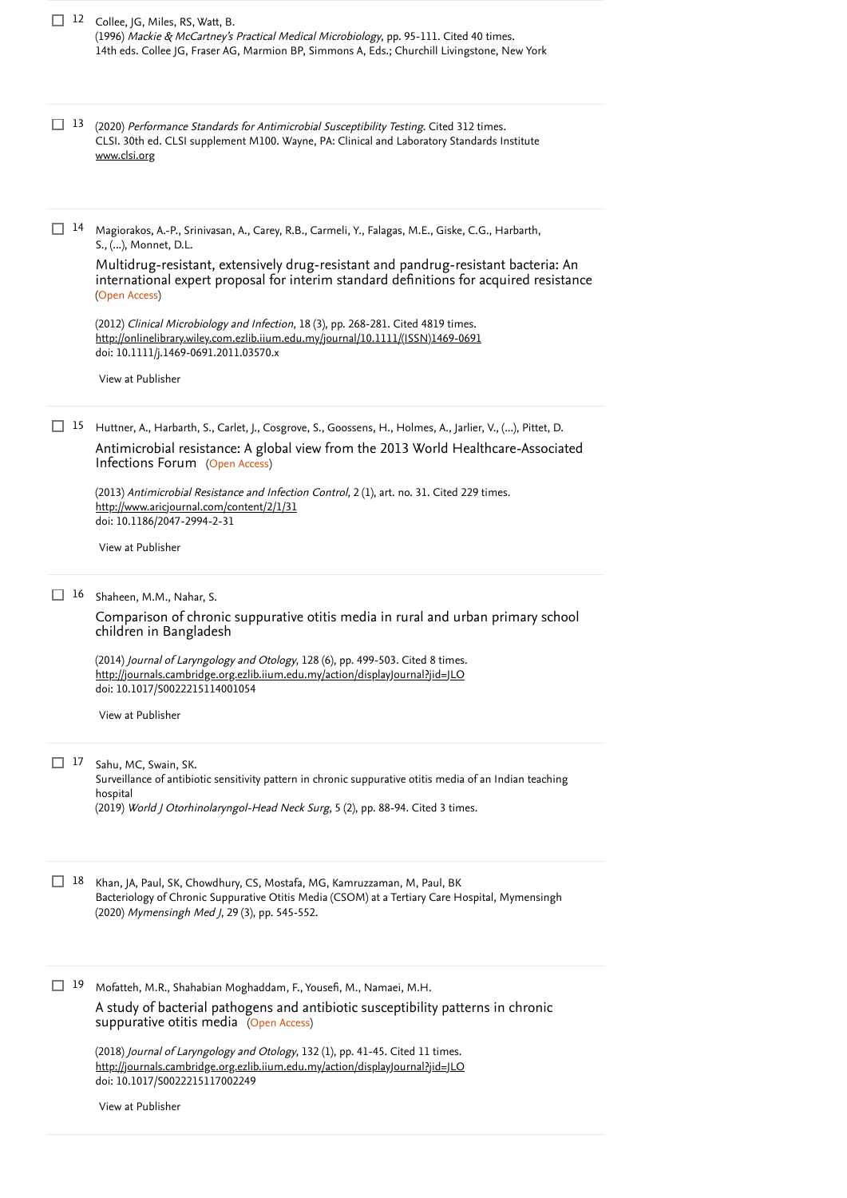12 Collee, JG, Miles, RS, Watt, B.
(1996) *Mackie & McCartney's Practical Medical Microbiology*, pp. 95-111. Cited 40 times.
14th eds. Collee JG, Fraser AG, Marmion BP, Simmons A, Eds.; Churchill Livingstone, New York

13 (2020) *Performance Standards for Antimicrobial Susceptibility Testing*. Cited 312 times.
CLSI. 30th ed. CLSI supplement M100. Wayne, PA: Clinical and Laboratory Standards Institute
www.clsi.org

14 Magiorakos, A.-P., Srinivasan, A., Carey, R.B., Carmeli, Y., Falagas, M.E., Giske, C.G., Harbarth, S., (...), Monnet, D.L.
Multidrug-resistant, extensively drug-resistant and pandrug-resistant bacteria: An international expert proposal for interim standard definitions for acquired resistance (Open Access)
(2012) *Clinical Microbiology and Infection*, 18 (3), pp. 268-281. Cited 4819 times.
http://onlinelibrary.wiley.com.ezlib.iium.edu.my/journal/10.1111/(ISSN)1469-0691
doi: 10.1111/j.1469-0691.2011.03570.x
View at Publisher

15 Huttner, A., Harbarth, S., Carlet, J., Cosgrove, S., Goossens, H., Holmes, A., Jarlier, V., (...), Pittet, D.
Antimicrobial resistance: A global view from the 2013 World Healthcare-Associated Infections Forum (Open Access)
(2013) *Antimicrobial Resistance and Infection Control*, 2 (1), art. no. 31. Cited 229 times.
http://www.aricjournal.com/content/2/1/31
doi: 10.1186/2047-2994-2-31
View at Publisher

16 Shaheen, M.M., Nahar, S.
Comparison of chronic suppurative otitis media in rural and urban primary school children in Bangladesh
(2014) *Journal of Laryngology and Otology*, 128 (6), pp. 499-503. Cited 8 times.
http://journals.cambridge.org.ezlib.iium.edu.my/action/displayJournal?jid=JLO
doi: 10.1017/S0022215114001054
View at Publisher

17 Sahu, MC, Swain, SK.
Surveillance of antibiotic sensitivity pattern in chronic suppurative otitis media of an Indian teaching hospital
(2019) *World J Otorhinolaryngol-Head Neck Surg*, 5 (2), pp. 88-94. Cited 3 times.

18 Khan, JA, Paul, SK, Chowdhury, CS, Mostafa, MG, Kamruzzaman, M, Paul, BK
Bacteriology of Chronic Suppurative Otitis Media (CSOM) at a Tertiary Care Hospital, Mymensingh
(2020) *Mymensingh Med J*, 29 (3), pp. 545-552.

19 Mofatteh, M.R., Shahabian Moghaddam, F., Yousefi, M., Namaei, M.H.
A study of bacterial pathogens and antibiotic susceptibility patterns in chronic suppurative otitis media (Open Access)
(2018) *Journal of Laryngology and Otology*, 132 (1), pp. 41-45. Cited 11 times.
http://journals.cambridge.org.ezlib.iium.edu.my/action/displayJournal?jid=JLO
doi: 10.1017/S0022215117002249
View at Publisher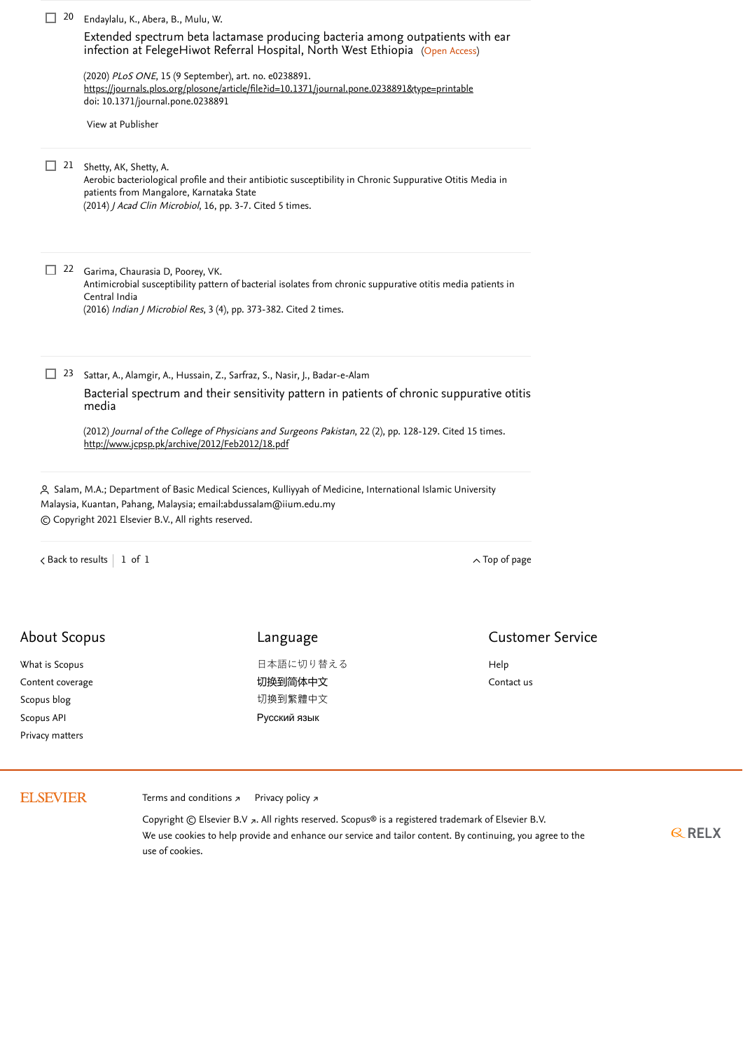20 Endaylalu, K., Abera, B., Mulu, W.

Extended spectrum beta lactamase producing bacteria among outpatients with ear infection at FelegeHiwot Referral Hospital, North West Ethiopia (Open Access)

(2020) *PLoS ONE*, 15 (9 September), art. no. e0238891.
https://journals.plos.org/plosone/article/file?id=10.1371/journal.pone.0238891&type=printable
doi: 10.1371/journal.pone.0238891

View at Publisher

21 Shetty, AK, Shetty, A.
Aerobic bacteriological profile and their antibiotic susceptibility in Chronic Suppurative Otitis Media in patients from Mangalore, Karnataka State
(2014) *J Acad Clin Microbiol*, 16, pp. 3-7. Cited 5 times.

22 Garima, Chaurasia D, Poorey, VK.
Antimicrobial susceptibility pattern of bacterial isolates from chronic suppurative otitis media patients in Central India
(2016) *Indian J Microbiol Res*, 3 (4), pp. 373-382. Cited 2 times.

23 Sattar, A., Alamgir, A., Hussain, Z., Sarfraz, S., Nasir, J., Badar-e-Alam

Bacterial spectrum and their sensitivity pattern in patients of chronic suppurative otitis media

(2012) *Journal of the College of Physicians and Surgeons Pakistan*, 22 (2), pp. 128-129. Cited 15 times.
http://www.jcpsp.pk/archive/2012/Feb2012/18.pdf

Salam, M.A.; Department of Basic Medical Sciences, Kulliyyah of Medicine, International Islamic University Malaysia, Kuantan, Pahang, Malaysia; email:abdussalam@iium.edu.my

© Copyright 2021 Elsevier B.V., All rights reserved.

Back to results | 1 of 1

Top of page

## About Scopus

What is Scopus
Content coverage
Scopus blog
Scopus API
Privacy matters

## Language

日本語に切り替える
切换到简体中文
切換到繁體中文
Русский язык

## Customer Service

Help
Contact us

ELSEVIER

Terms and conditions ↗ Privacy policy ↗

Copyright © Elsevier B.V ↗. All rights reserved. Scopus® is a registered trademark of Elsevier B.V.
We use cookies to help provide and enhance our service and tailor content. By continuing, you agree to the use of cookies.

RELX